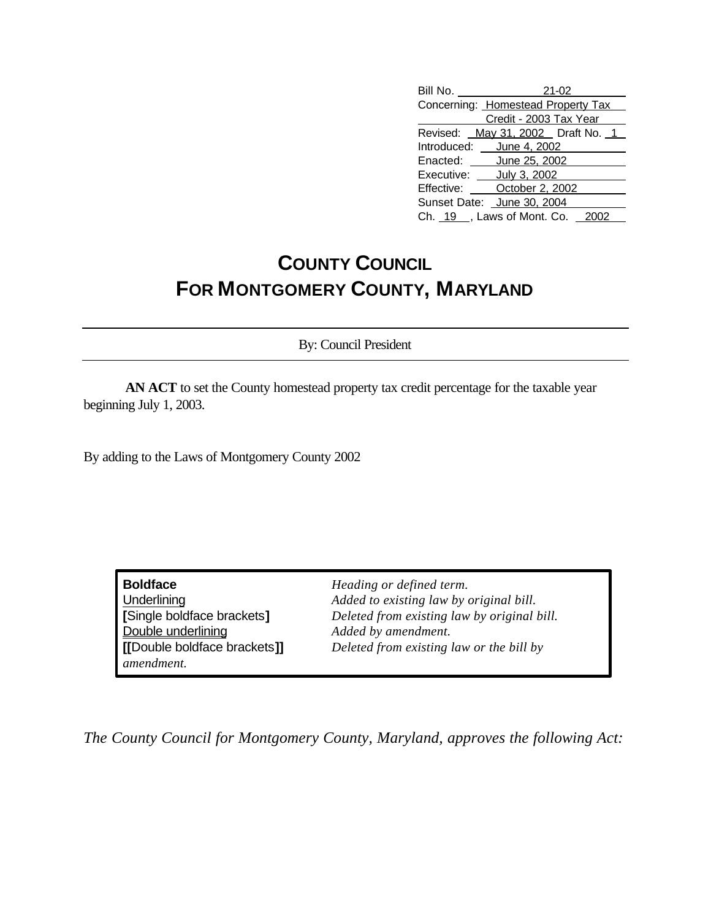| | |
|---|---|
| Bill No. | 21-02 |
| Concerning: | Homestead Property Tax Credit - 2003 Tax Year |
| Revised: | May 31, 2002 Draft No. 1 |
| Introduced: | June 4, 2002 |
| Enacted: | June 25, 2002 |
| Executive: | July 3, 2002 |
| Effective: | October 2, 2002 |
| Sunset Date: | June 30, 2004 |
| Ch. 19, Laws of Mont. Co. | 2002 |

# COUNTY COUNCIL FOR MONTGOMERY COUNTY, MARYLAND

By: Council President

**AN ACT** to set the County homestead property tax credit percentage for the taxable year beginning July 1, 2003.

By adding to the Laws of Montgomery County 2002

| | |
|---|---|
| **Boldface** | *Heading or defined term.* |
| Underlining | *Added to existing law by original bill.* |
| **[**Single boldface brackets**]** | *Deleted from existing law by original bill.* |
| Double underlining | *Added by amendment.* |
| **[[**Double boldface brackets**]]** | *Deleted from existing law or the bill by amendment.* |

*The County Council for Montgomery County, Maryland, approves the following Act:*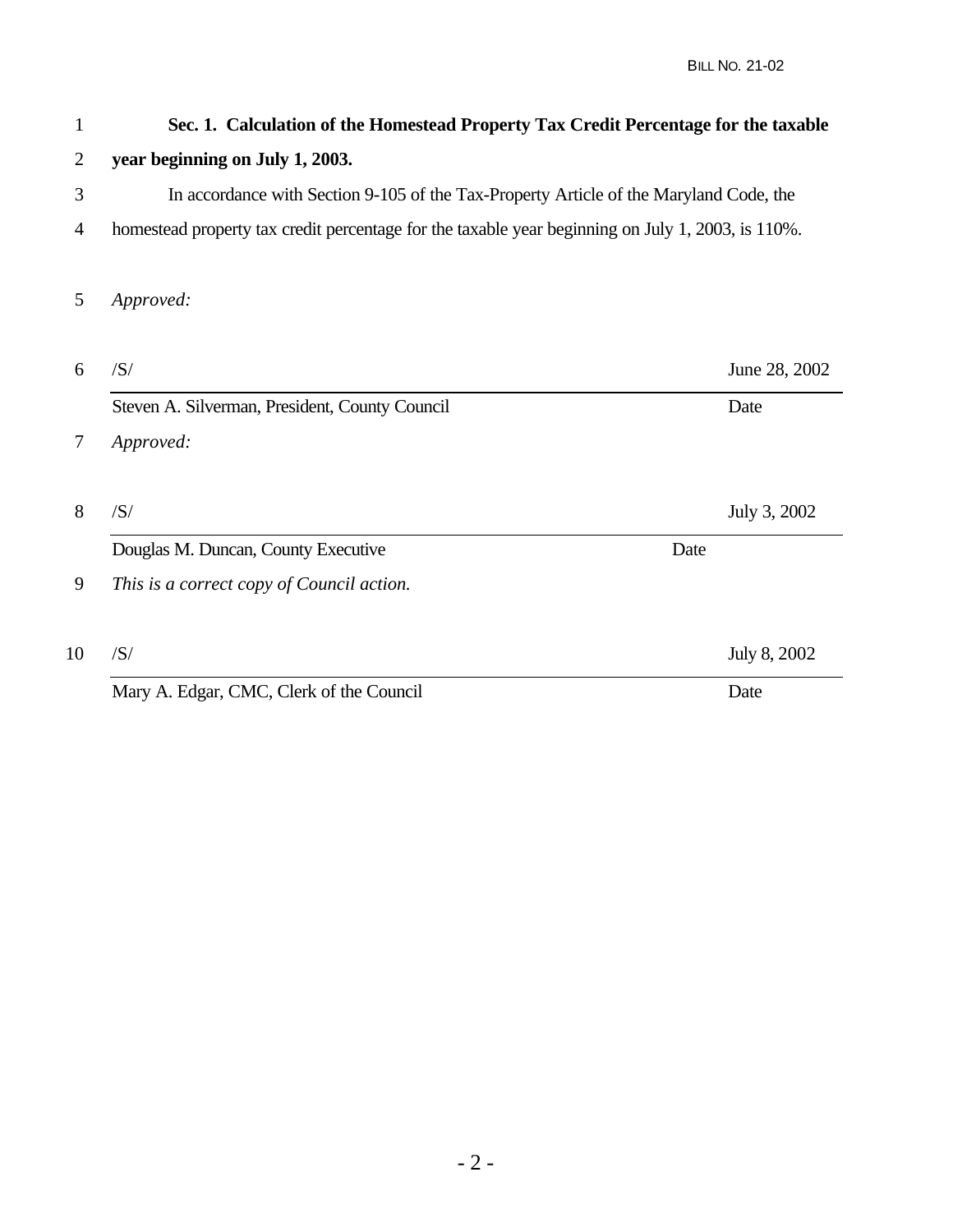**Sec. 1. Calculation of the Homestead Property Tax Credit Percentage for the taxable year beginning on July 1, 2003.**

In accordance with Section 9-105 of the Tax-Property Article of the Maryland Code, the homestead property tax credit percentage for the taxable year beginning on July 1, 2003, is 110%.

*Approved:*

/S/ June 28, 2002

Steven A. Silverman, President, County Council Date

*Approved:*

/S/ July 3, 2002

Douglas M. Duncan, County Executive Date

*This is a correct copy of Council action.*

/S/ July 8, 2002

Mary A. Edgar, CMC, Clerk of the Council Date